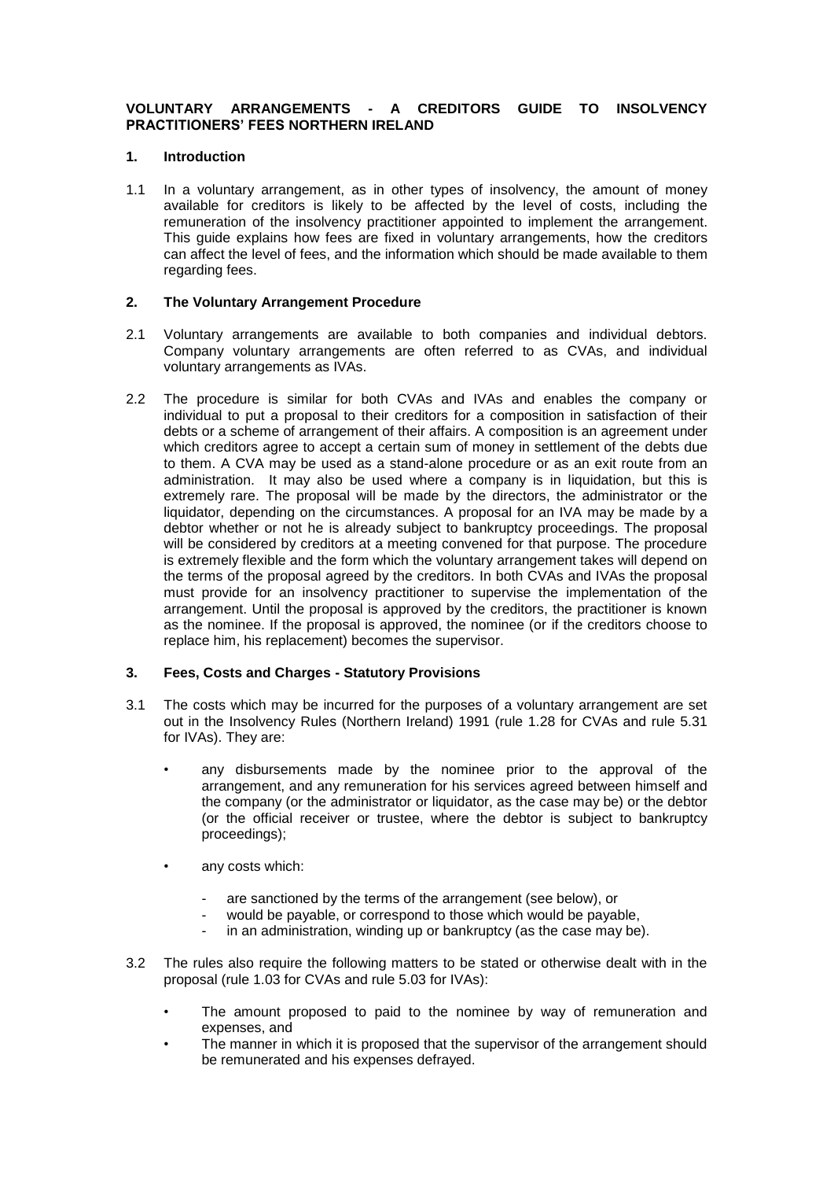# VOLUNTARY ARRANGEMENTS - A CREDITORS GUIDE TO INSOLVENCY PRACTITIONERS' FEES NORTHERN IRELAND

## 1. Introduction

1.1 In a voluntary arrangement, as in other types of insolvency, the amount of money available for creditors is likely to be affected by the level of costs, including the remuneration of the insolvency practitioner appointed to implement the arrangement. This guide explains how fees are fixed in voluntary arrangements, how the creditors can affect the level of fees, and the information which should be made available to them regarding fees.

## 2. The Voluntary Arrangement Procedure

2.1 Voluntary arrangements are available to both companies and individual debtors. Company voluntary arrangements are often referred to as CVAs, and individual voluntary arrangements as IVAs.

2.2 The procedure is similar for both CVAs and IVAs and enables the company or individual to put a proposal to their creditors for a composition in satisfaction of their debts or a scheme of arrangement of their affairs. A composition is an agreement under which creditors agree to accept a certain sum of money in settlement of the debts due to them. A CVA may be used as a stand-alone procedure or as an exit route from an administration. It may also be used where a company is in liquidation, but this is extremely rare. The proposal will be made by the directors, the administrator or the liquidator, depending on the circumstances. A proposal for an IVA may be made by a debtor whether or not he is already subject to bankruptcy proceedings. The proposal will be considered by creditors at a meeting convened for that purpose. The procedure is extremely flexible and the form which the voluntary arrangement takes will depend on the terms of the proposal agreed by the creditors. In both CVAs and IVAs the proposal must provide for an insolvency practitioner to supervise the implementation of the arrangement. Until the proposal is approved by the creditors, the practitioner is known as the nominee. If the proposal is approved, the nominee (or if the creditors choose to replace him, his replacement) becomes the supervisor.

## 3. Fees, Costs and Charges - Statutory Provisions

3.1 The costs which may be incurred for the purposes of a voluntary arrangement are set out in the Insolvency Rules (Northern Ireland) 1991 (rule 1.28 for CVAs and rule 5.31 for IVAs). They are:

- any disbursements made by the nominee prior to the approval of the arrangement, and any remuneration for his services agreed between himself and the company (or the administrator or liquidator, as the case may be) or the debtor (or the official receiver or trustee, where the debtor is subject to bankruptcy proceedings);
- any costs which:
  - are sanctioned by the terms of the arrangement (see below), or
  - would be payable, or correspond to those which would be payable,
  - in an administration, winding up or bankruptcy (as the case may be).

3.2 The rules also require the following matters to be stated or otherwise dealt with in the proposal (rule 1.03 for CVAs and rule 5.03 for IVAs):

- The amount proposed to paid to the nominee by way of remuneration and expenses, and
- The manner in which it is proposed that the supervisor of the arrangement should be remunerated and his expenses defrayed.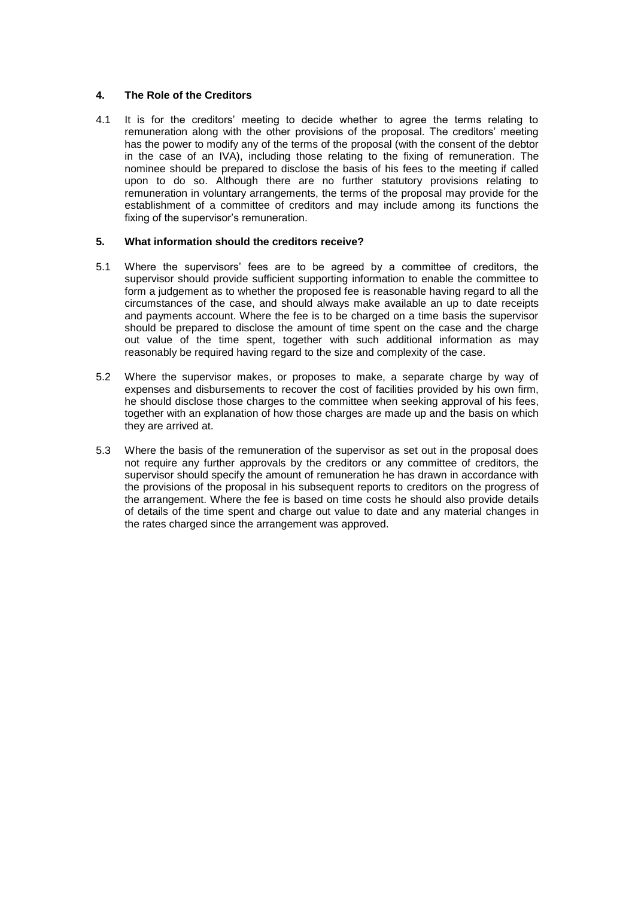## 4. The Role of the Creditors

4.1 It is for the creditors' meeting to decide whether to agree the terms relating to remuneration along with the other provisions of the proposal. The creditors' meeting has the power to modify any of the terms of the proposal (with the consent of the debtor in the case of an IVA), including those relating to the fixing of remuneration. The nominee should be prepared to disclose the basis of his fees to the meeting if called upon to do so. Although there are no further statutory provisions relating to remuneration in voluntary arrangements, the terms of the proposal may provide for the establishment of a committee of creditors and may include among its functions the fixing of the supervisor's remuneration.

## 5. What information should the creditors receive?

5.1 Where the supervisors' fees are to be agreed by a committee of creditors, the supervisor should provide sufficient supporting information to enable the committee to form a judgement as to whether the proposed fee is reasonable having regard to all the circumstances of the case, and should always make available an up to date receipts and payments account. Where the fee is to be charged on a time basis the supervisor should be prepared to disclose the amount of time spent on the case and the charge out value of the time spent, together with such additional information as may reasonably be required having regard to the size and complexity of the case.

5.2 Where the supervisor makes, or proposes to make, a separate charge by way of expenses and disbursements to recover the cost of facilities provided by his own firm, he should disclose those charges to the committee when seeking approval of his fees, together with an explanation of how those charges are made up and the basis on which they are arrived at.

5.3 Where the basis of the remuneration of the supervisor as set out in the proposal does not require any further approvals by the creditors or any committee of creditors, the supervisor should specify the amount of remuneration he has drawn in accordance with the provisions of the proposal in his subsequent reports to creditors on the progress of the arrangement. Where the fee is based on time costs he should also provide details of details of the time spent and charge out value to date and any material changes in the rates charged since the arrangement was approved.